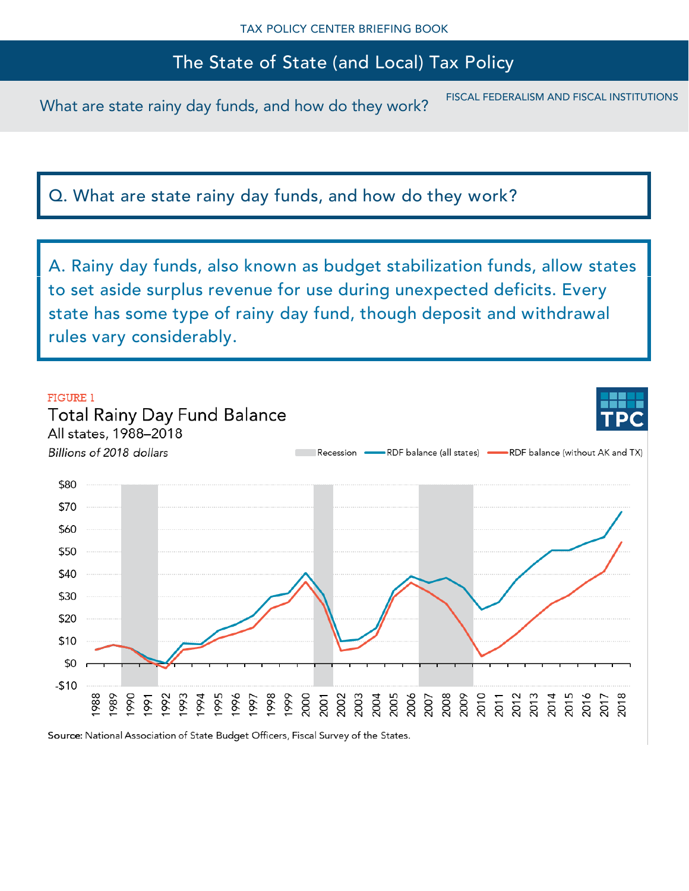TAX POLICY CENTER BRIEFING BOOK

# The State of State (and Local) Tax Policy

What are state rainy day funds, and how do they work?

FISCAL FEDERALISM AND FISCAL INSTITUTIONS

## Q. What are state rainy day funds, and how do they work?

A. Rainy day funds, also known as budget stabilization funds, allow states to set aside surplus revenue for use during unexpected deficits. Every state has some type of rainy day fund, though deposit and withdrawal rules vary considerably.

FIGURE 1

Total Rainy Day Fund Balance

All states, 1988–2018

*Billions of 2018 dollars*

Recession — RDF balance (all states) — RDF balance (without AK and TX)

Source: National Association of State Budget Officers, Fiscal Survey of the States.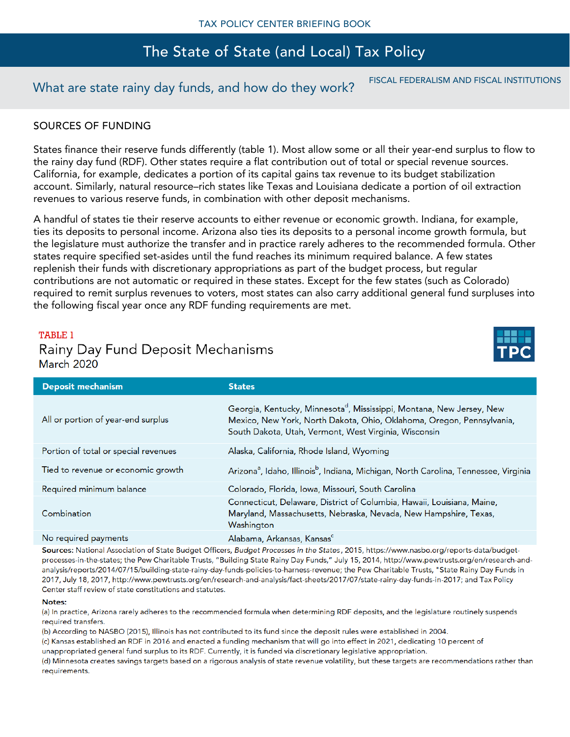## SOURCES OF FUNDING

States finance their reserve funds differently (table 1). Most allow some or all their year-end surplus to flow to the rainy day fund (RDF). Other states require a flat contribution out of total or special revenue sources. California, for example, dedicates a portion of its capital gains tax revenue to its budget stabilization account. Similarly, natural resource–rich states like Texas and Louisiana dedicate a portion of oil extraction revenues to various reserve funds, in combination with other deposit mechanisms.

A handful of states tie their reserve accounts to either revenue or economic growth. Indiana, for example, ties its deposits to personal income. Arizona also ties its deposits to a personal income growth formula, but the legislature must authorize the transfer and in practice rarely adheres to the recommended formula. Other states require specified set-asides until the fund reaches its minimum required balance. A few states replenish their funds with discretionary appropriations as part of the budget process, but regular contributions are not automatic or required in these states. Except for the few states (such as Colorado) required to remit surplus revenues to voters, most states can also carry additional general fund surpluses into the following fiscal year once any RDF funding requirements are met.

TABLE 1

### Rainy Day Fund Deposit Mechanisms

March 2020

| Deposit mechanism | States |
|---|---|
| All or portion of year-end surplus | Georgia, Kentucky, Minnesota[d], Mississippi, Montana, New Jersey, New Mexico, New York, North Dakota, Ohio, Oklahoma, Oregon, Pennsylvania, South Dakota, Utah, Vermont, West Virginia, Wisconsin |
| Portion of total or special revenues | Alaska, California, Rhode Island, Wyoming |
| Tied to revenue or economic growth | Arizona[a], Idaho, Illinois[b], Indiana, Michigan, North Carolina, Tennessee, Virginia |
| Required minimum balance | Colorado, Florida, Iowa, Missouri, South Carolina |
| Combination | Connecticut, Delaware, District of Columbia, Hawaii, Louisiana, Maine, Maryland, Massachusetts, Nebraska, Nevada, New Hampshire, Texas, Washington |
| No required payments | Alabama, Arkansas, Kansas[c] |

**Sources:** National Association of State Budget Officers, *Budget Processes in the States*, 2015, https://www.nasbo.org/reports-data/budget-processes-in-the-states; the Pew Charitable Trusts, "Building State Rainy Day Funds," July 15, 2014, http://www.pewtrusts.org/en/research-and-analysis/reports/2014/07/15/building-state-rainy-day-funds-policies-to-harness-revenue; the Pew Charitable Trusts, "State Rainy Day Funds in 2017, July 18, 2017, http://www.pewtrusts.org/en/research-and-analysis/fact-sheets/2017/07/state-rainy-day-funds-in-2017; and Tax Policy Center staff review of state constitutions and statutes.

**Notes:**
(a) In practice, Arizona rarely adheres to the recommended formula when determining RDF deposits, and the legislature routinely suspends required transfers.
(b) According to NASBO (2015), Illinois has not contributed to its fund since the deposit rules were established in 2004.
(c) Kansas established an RDF in 2016 and enacted a funding mechanism that will go into effect in 2021, dedicating 10 percent of unappropriated general fund surplus to its RDF. Currently, it is funded via discretionary legislative appropriation.
(d) Minnesota creates savings targets based on a rigorous analysis of state revenue volatility, but these targets are recommendations rather than requirements.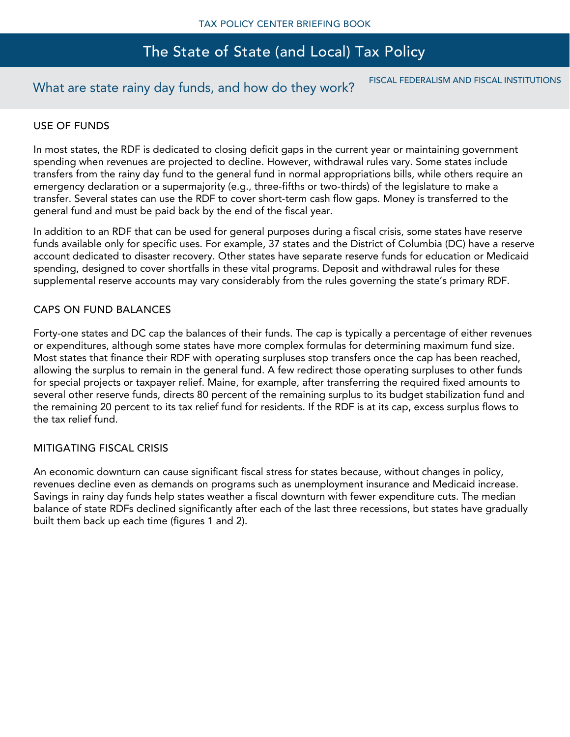## What are state rainy day funds, and how do they work?

### USE OF FUNDS

In most states, the RDF is dedicated to closing deficit gaps in the current year or maintaining government spending when revenues are projected to decline. However, withdrawal rules vary. Some states include transfers from the rainy day fund to the general fund in normal appropriations bills, while others require an emergency declaration or a supermajority (e.g., three-fifths or two-thirds) of the legislature to make a transfer. Several states can use the RDF to cover short-term cash flow gaps. Money is transferred to the general fund and must be paid back by the end of the fiscal year.

In addition to an RDF that can be used for general purposes during a fiscal crisis, some states have reserve funds available only for specific uses. For example, 37 states and the District of Columbia (DC) have a reserve account dedicated to disaster recovery. Other states have separate reserve funds for education or Medicaid spending, designed to cover shortfalls in these vital programs. Deposit and withdrawal rules for these supplemental reserve accounts may vary considerably from the rules governing the state's primary RDF.

### CAPS ON FUND BALANCES

Forty-one states and DC cap the balances of their funds. The cap is typically a percentage of either revenues or expenditures, although some states have more complex formulas for determining maximum fund size. Most states that finance their RDF with operating surpluses stop transfers once the cap has been reached, allowing the surplus to remain in the general fund. A few redirect those operating surpluses to other funds for special projects or taxpayer relief. Maine, for example, after transferring the required fixed amounts to several other reserve funds, directs 80 percent of the remaining surplus to its budget stabilization fund and the remaining 20 percent to its tax relief fund for residents. If the RDF is at its cap, excess surplus flows to the tax relief fund.

### MITIGATING FISCAL CRISIS

An economic downturn can cause significant fiscal stress for states because, without changes in policy, revenues decline even as demands on programs such as unemployment insurance and Medicaid increase. Savings in rainy day funds help states weather a fiscal downturn with fewer expenditure cuts. The median balance of state RDFs declined significantly after each of the last three recessions, but states have gradually built them back up each time (figures 1 and 2).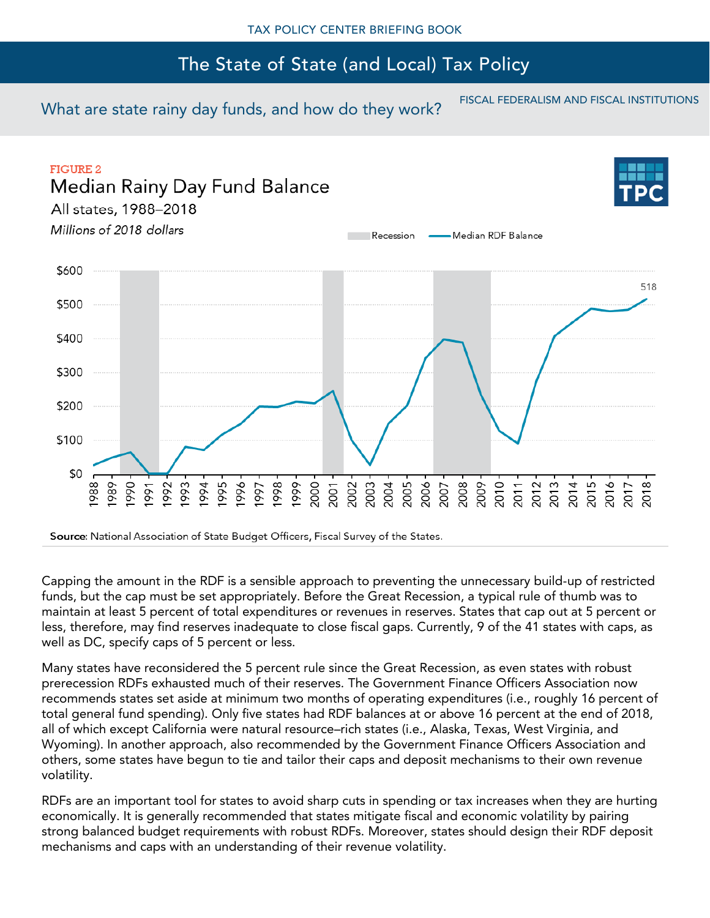FIGURE 2

**Median Rainy Day Fund Balance**

All states, 1988–2018

*Millions of 2018 dollars*

**Source**: National Association of State Budget Officers, Fiscal Survey of the States.

Capping the amount in the RDF is a sensible approach to preventing the unnecessary build-up of restricted funds, but the cap must be set appropriately. Before the Great Recession, a typical rule of thumb was to maintain at least 5 percent of total expenditures or revenues in reserves. States that cap out at 5 percent or less, therefore, may find reserves inadequate to close fiscal gaps. Currently, 9 of the 41 states with caps, as well as DC, specify caps of 5 percent or less.

Many states have reconsidered the 5 percent rule since the Great Recession, as even states with robust prerecession RDFs exhausted much of their reserves. The Government Finance Officers Association now recommends states set aside at minimum two months of operating expenditures (i.e., roughly 16 percent of total general fund spending). Only five states had RDF balances at or above 16 percent at the end of 2018, all of which except California were natural resource–rich states (i.e., Alaska, Texas, West Virginia, and Wyoming). In another approach, also recommended by the Government Finance Officers Association and others, some states have begun to tie and tailor their caps and deposit mechanisms to their own revenue volatility.

RDFs are an important tool for states to avoid sharp cuts in spending or tax increases when they are hurting economically. It is generally recommended that states mitigate fiscal and economic volatility by pairing strong balanced budget requirements with robust RDFs. Moreover, states should design their RDF deposit mechanisms and caps with an understanding of their revenue volatility.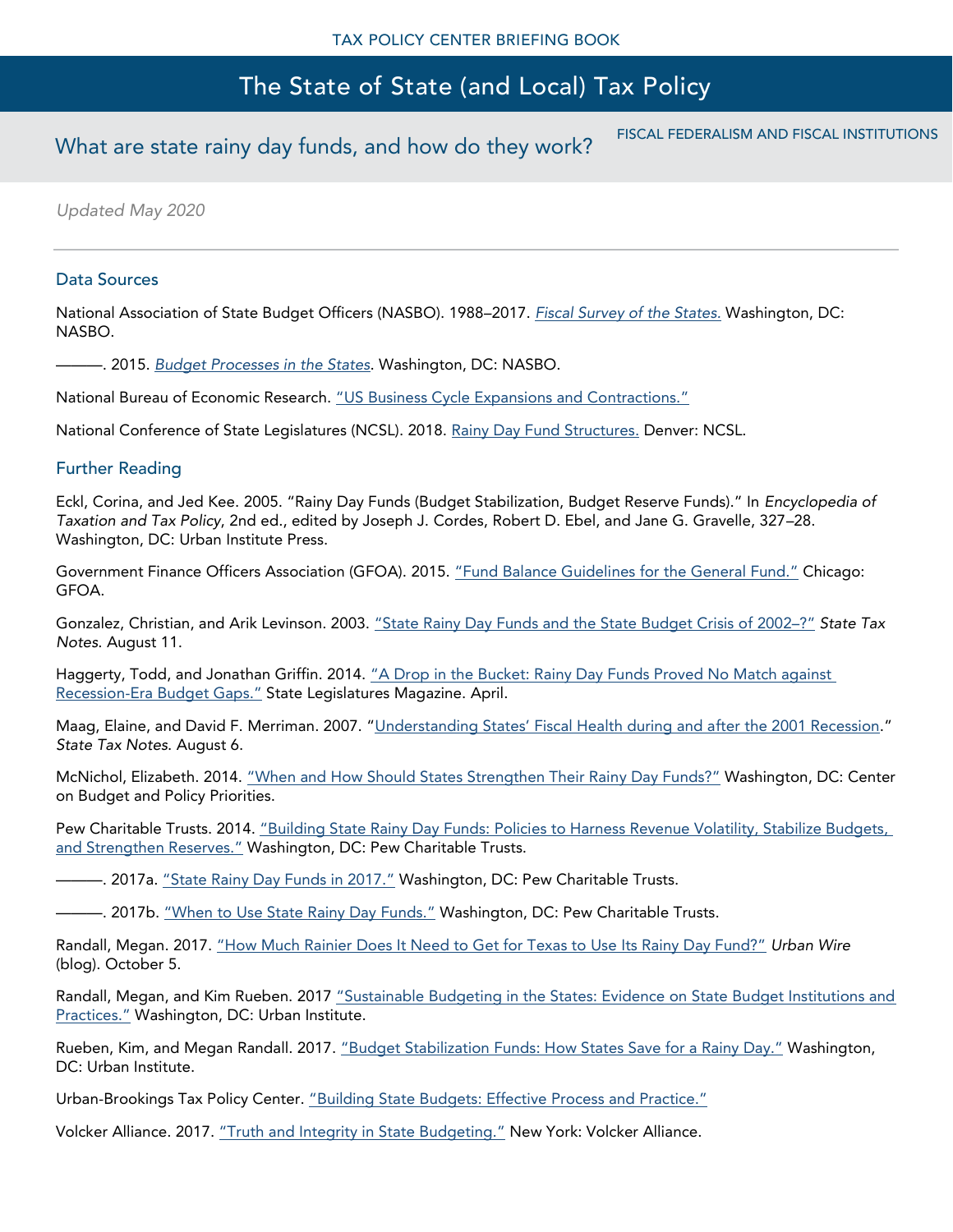What are state rainy day funds, and how do they work?

*Updated May 2020*

## Data Sources

National Association of State Budget Officers (NASBO). 1988–2017. *Fiscal Survey of the States.* Washington, DC: NASBO.

———. 2015. *Budget Processes in the States*. Washington, DC: NASBO.

National Bureau of Economic Research. "US Business Cycle Expansions and Contractions."

National Conference of State Legislatures (NCSL). 2018. Rainy Day Fund Structures. Denver: NCSL.

## Further Reading

Eckl, Corina, and Jed Kee. 2005. "Rainy Day Funds (Budget Stabilization, Budget Reserve Funds)." In *Encyclopedia of Taxation and Tax Policy*, 2nd ed., edited by Joseph J. Cordes, Robert D. Ebel, and Jane G. Gravelle, 327–28. Washington, DC: Urban Institute Press.

Government Finance Officers Association (GFOA). 2015. "Fund Balance Guidelines for the General Fund." Chicago: GFOA.

Gonzalez, Christian, and Arik Levinson. 2003. "State Rainy Day Funds and the State Budget Crisis of 2002–?" *State Tax Notes*. August 11.

Haggerty, Todd, and Jonathan Griffin. 2014. "A Drop in the Bucket: Rainy Day Funds Proved No Match against Recession-Era Budget Gaps." State Legislatures Magazine. April.

Maag, Elaine, and David F. Merriman. 2007. "Understanding States' Fiscal Health during and after the 2001 Recession." *State Tax Notes*. August 6.

McNichol, Elizabeth. 2014. "When and How Should States Strengthen Their Rainy Day Funds?" Washington, DC: Center on Budget and Policy Priorities.

Pew Charitable Trusts. 2014. "Building State Rainy Day Funds: Policies to Harness Revenue Volatility, Stabilize Budgets, and Strengthen Reserves." Washington, DC: Pew Charitable Trusts.

———. 2017a. "State Rainy Day Funds in 2017." Washington, DC: Pew Charitable Trusts.

———. 2017b. "When to Use State Rainy Day Funds." Washington, DC: Pew Charitable Trusts.

Randall, Megan. 2017. "How Much Rainier Does It Need to Get for Texas to Use Its Rainy Day Fund?" *Urban Wire* (blog). October 5.

Randall, Megan, and Kim Rueben. 2017 "Sustainable Budgeting in the States: Evidence on State Budget Institutions and Practices." Washington, DC: Urban Institute.

Rueben, Kim, and Megan Randall. 2017. "Budget Stabilization Funds: How States Save for a Rainy Day." Washington, DC: Urban Institute.

Urban-Brookings Tax Policy Center. "Building State Budgets: Effective Process and Practice."

Volcker Alliance. 2017. "Truth and Integrity in State Budgeting." New York: Volcker Alliance.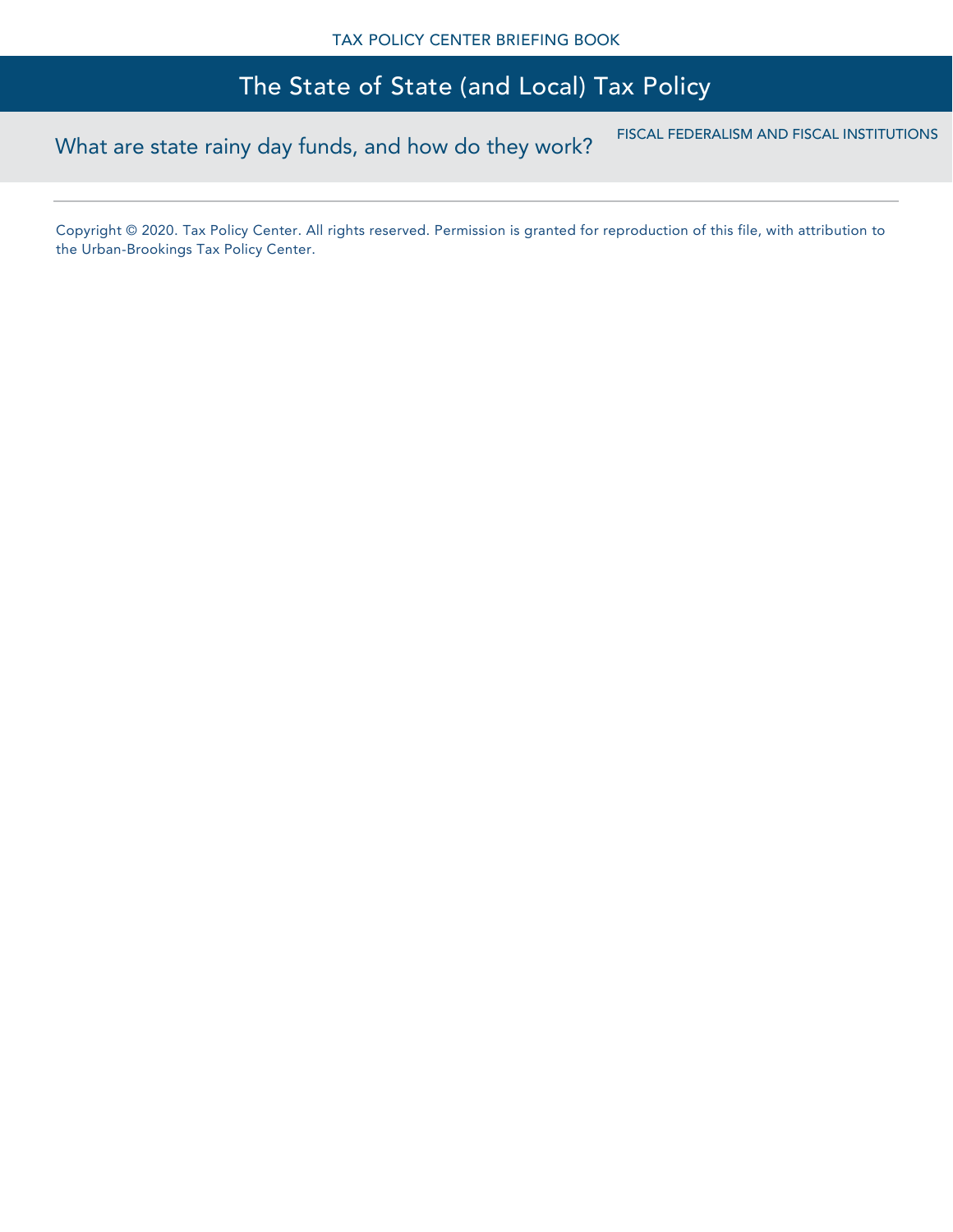Copyright © 2020. Tax Policy Center. All rights reserved. Permission is granted for reproduction of this file, with attribution to the Urban-Brookings Tax Policy Center.